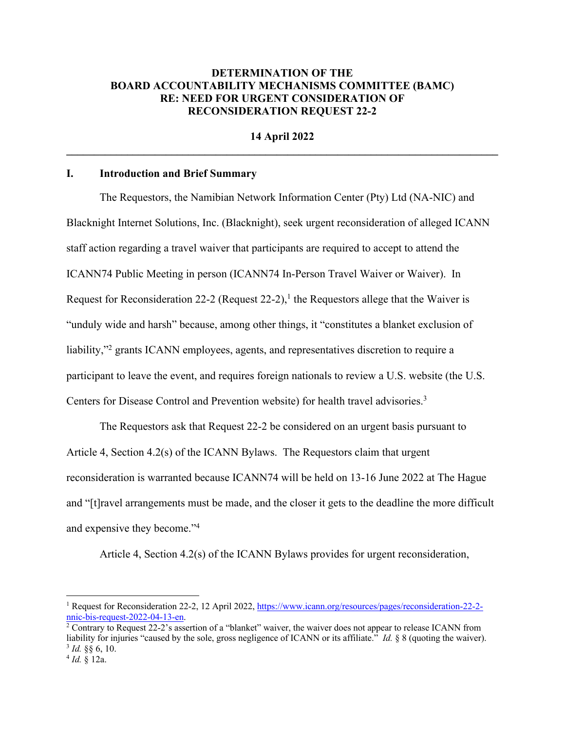# DETERMINATION OF THE BOARD ACCOUNTABILITY MECHANISMS COMMITTEE (BAMC) RE: NEED FOR URGENT CONSIDERATION OF RECONSIDERATION REQUEST 22-2

**14 April 2022**

---

## I. Introduction and Brief Summary

The Requestors, the Namibian Network Information Center (Pty) Ltd (NA-NIC) and Blacknight Internet Solutions, Inc. (Blacknight), seek urgent reconsideration of alleged ICANN staff action regarding a travel waiver that participants are required to accept to attend the ICANN74 Public Meeting in person (ICANN74 In-Person Travel Waiver or Waiver). In Request for Reconsideration 22-2 (Request 22-2),[1] the Requestors allege that the Waiver is "unduly wide and harsh" because, among other things, it "constitutes a blanket exclusion of liability,"[2] grants ICANN employees, agents, and representatives discretion to require a participant to leave the event, and requires foreign nationals to review a U.S. website (the U.S. Centers for Disease Control and Prevention website) for health travel advisories.[3]

The Requestors ask that Request 22-2 be considered on an urgent basis pursuant to Article 4, Section 4.2(s) of the ICANN Bylaws. The Requestors claim that urgent reconsideration is warranted because ICANN74 will be held on 13-16 June 2022 at The Hague and "[t]ravel arrangements must be made, and the closer it gets to the deadline the more difficult and expensive they become."[4]

Article 4, Section 4.2(s) of the ICANN Bylaws provides for urgent reconsideration,

---

[1] Request for Reconsideration 22-2, 12 April 2022, https://www.icann.org/resources/pages/reconsideration-22-2-nnic-bis-request-2022-04-13-en.

[2] Contrary to Request 22-2's assertion of a "blanket" waiver, the waiver does not appear to release ICANN from liability for injuries "caused by the sole, gross negligence of ICANN or its affiliate." *Id.* § 8 (quoting the waiver).

[3] *Id.* §§ 6, 10.

[4] *Id.* § 12a.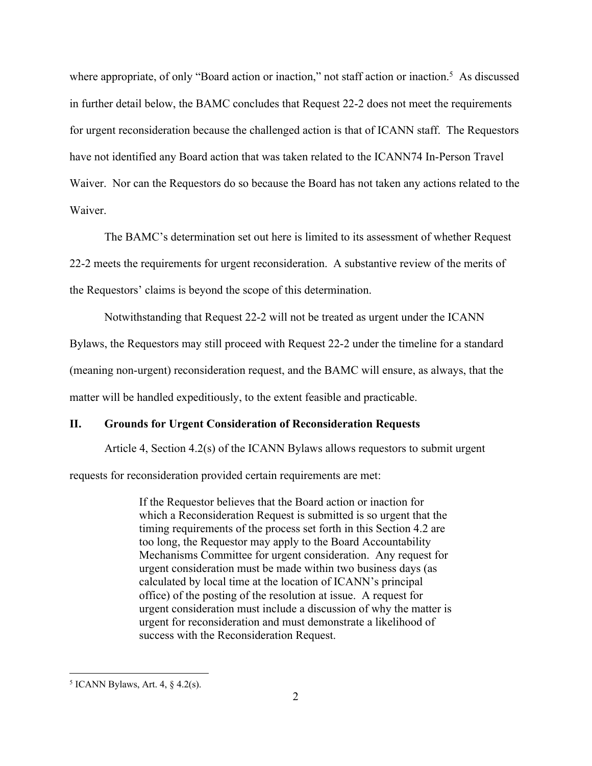where appropriate, of only "Board action or inaction," not staff action or inaction.[5] As discussed in further detail below, the BAMC concludes that Request 22-2 does not meet the requirements for urgent reconsideration because the challenged action is that of ICANN staff. The Requestors have not identified any Board action that was taken related to the ICANN74 In-Person Travel Waiver. Nor can the Requestors do so because the Board has not taken any actions related to the Waiver.

The BAMC's determination set out here is limited to its assessment of whether Request 22-2 meets the requirements for urgent reconsideration. A substantive review of the merits of the Requestors' claims is beyond the scope of this determination.

Notwithstanding that Request 22-2 will not be treated as urgent under the ICANN Bylaws, the Requestors may still proceed with Request 22-2 under the timeline for a standard (meaning non-urgent) reconsideration request, and the BAMC will ensure, as always, that the matter will be handled expeditiously, to the extent feasible and practicable.

## II. Grounds for Urgent Consideration of Reconsideration Requests

Article 4, Section 4.2(s) of the ICANN Bylaws allows requestors to submit urgent requests for reconsideration provided certain requirements are met:

> If the Requestor believes that the Board action or inaction for which a Reconsideration Request is submitted is so urgent that the timing requirements of the process set forth in this Section 4.2 are too long, the Requestor may apply to the Board Accountability Mechanisms Committee for urgent consideration. Any request for urgent consideration must be made within two business days (as calculated by local time at the location of ICANN's principal office) of the posting of the resolution at issue. A request for urgent consideration must include a discussion of why the matter is urgent for reconsideration and must demonstrate a likelihood of success with the Reconsideration Request.

---

[5] ICANN Bylaws, Art. 4, § 4.2(s).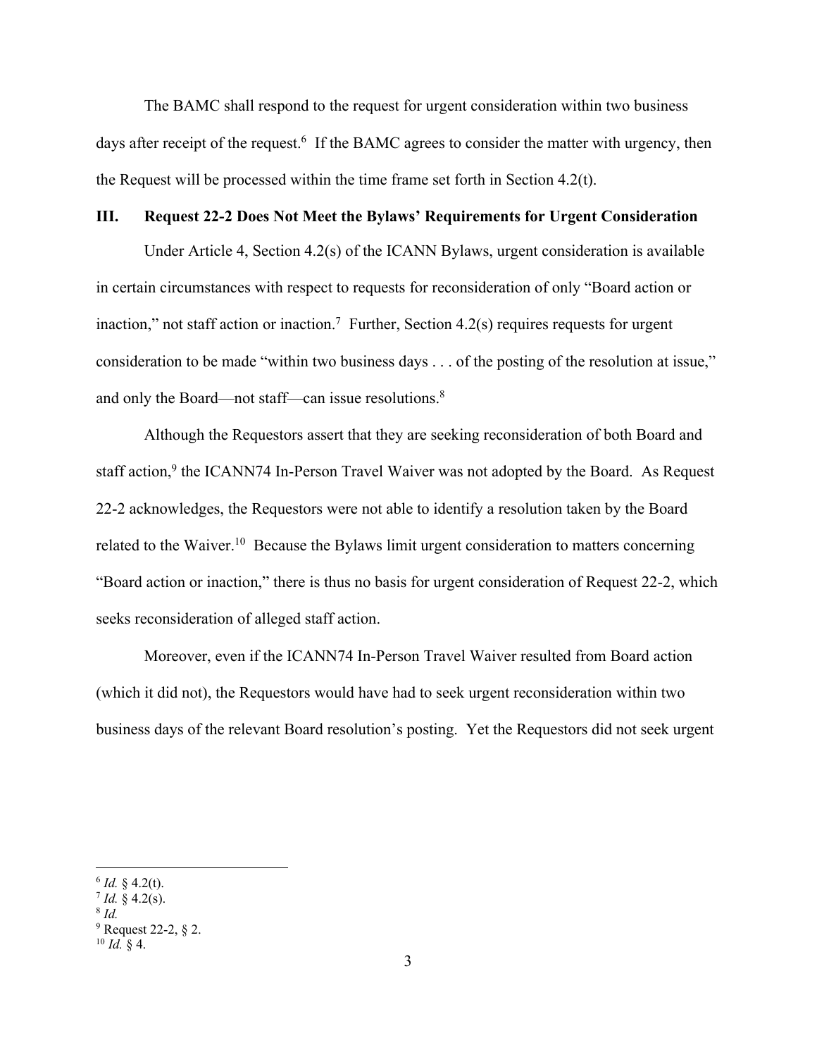The BAMC shall respond to the request for urgent consideration within two business days after receipt of the request.[6] If the BAMC agrees to consider the matter with urgency, then the Request will be processed within the time frame set forth in Section 4.2(t).

## III. Request 22-2 Does Not Meet the Bylaws' Requirements for Urgent Consideration

Under Article 4, Section 4.2(s) of the ICANN Bylaws, urgent consideration is available in certain circumstances with respect to requests for reconsideration of only "Board action or inaction," not staff action or inaction.[7] Further, Section 4.2(s) requires requests for urgent consideration to be made "within two business days . . . of the posting of the resolution at issue," and only the Board—not staff—can issue resolutions.[8]

Although the Requestors assert that they are seeking reconsideration of both Board and staff action,[9] the ICANN74 In-Person Travel Waiver was not adopted by the Board. As Request 22-2 acknowledges, the Requestors were not able to identify a resolution taken by the Board related to the Waiver.[10] Because the Bylaws limit urgent consideration to matters concerning "Board action or inaction," there is thus no basis for urgent consideration of Request 22-2, which seeks reconsideration of alleged staff action.

Moreover, even if the ICANN74 In-Person Travel Waiver resulted from Board action (which it did not), the Requestors would have had to seek urgent reconsideration within two business days of the relevant Board resolution's posting. Yet the Requestors did not seek urgent

---

[6] *Id.* § 4.2(t).

[7] *Id.* § 4.2(s).

[8] *Id.*

[9] Request 22-2, § 2.

[10] *Id.* § 4.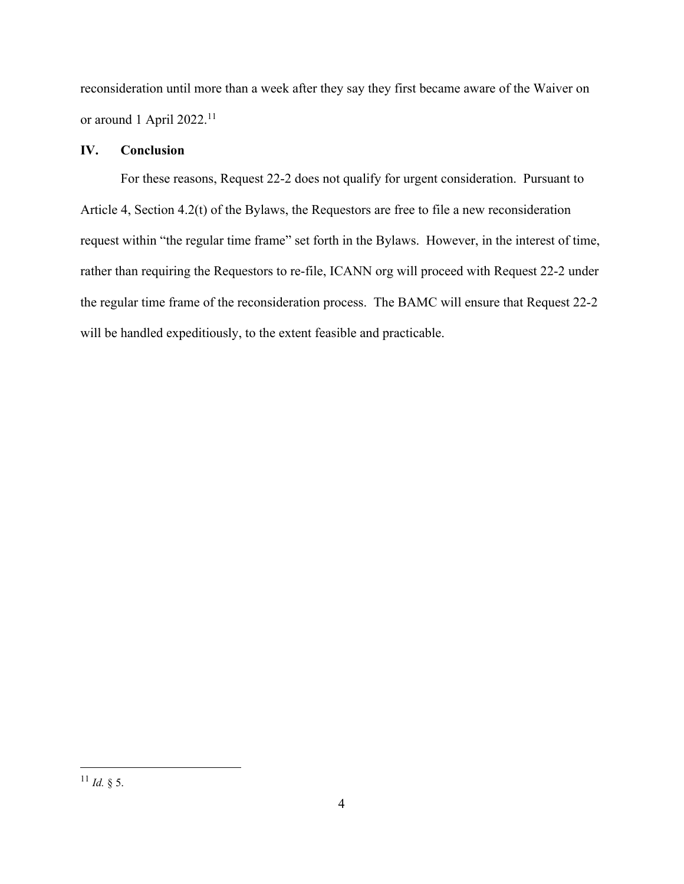reconsideration until more than a week after they say they first became aware of the Waiver on or around 1 April 2022.[11]

## IV. Conclusion

For these reasons, Request 22-2 does not qualify for urgent consideration. Pursuant to Article 4, Section 4.2(t) of the Bylaws, the Requestors are free to file a new reconsideration request within "the regular time frame" set forth in the Bylaws. However, in the interest of time, rather than requiring the Requestors to re-file, ICANN org will proceed with Request 22-2 under the regular time frame of the reconsideration process. The BAMC will ensure that Request 22-2 will be handled expeditiously, to the extent feasible and practicable.

---

[11] *Id.* § 5.